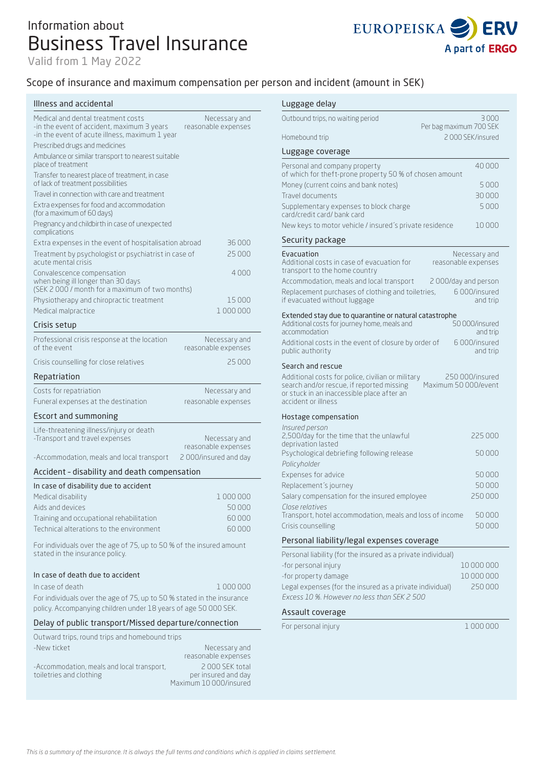# Information about Business Travel Insurance

Valid from 1 May 2022

## Scope of insurance and maximum compensation per person and incident (amount in SEK)

### Illness and accidental

| | |
|---|---|
| Medical and dental treatment costs<br>-in the event of accident, maximum 3 years<br>-in the event of acute illness, maximum 1 year | Necessary and reasonable expenses |
| Prescribed drugs and medicines | |
| Ambulance or similar transport to nearest suitable place of treatment | |
| Transfer to nearest place of treatment, in case of lack of treatment possibilities | |
| Travel in connection with care and treatment | |
| Extra expenses for food and accommodation (for a maximum of 60 days) | |
| Pregnancy and childbirth in case of unexpected complications | |
| Extra expenses in the event of hospitalisation abroad | 36 000 |
| Treatment by psychologist or psychiatrist in case of acute mental crisis | 25 000 |
| Convalescence compensation when being ill longer than 30 days (SEK 2 000 / month for a maximum of two months) | 4 000 |
| Physiotherapy and chiropractic treatment | 15 000 |
| Medical malpractice | 1 000 000 |

### Crisis setup

| | |
|---|---|
| Professional crisis response at the location of the event | Necessary and reasonable expenses |
| Crisis counselling for close relatives | 25 000 |

### Repatriation

| | |
|---|---|
| Costs for repatriation | Necessary and reasonable expenses |
| Funeral expenses at the destination | |

### Escort and summoning

| | |
|---|---|
| Life-threatening illness/injury or death<br>-Transport and travel expenses | Necessary and reasonable expenses |
| -Accommodation, meals and local transport | 2 000/insured and day |

### Accident - disability and death compensation

**In case of disability due to accident**

| | |
|---|---|
| Medical disability | 1 000 000 |
| Aids and devices | 50 000 |
| Training and occupational rehabilitation | 60 000 |
| Technical alterations to the environment | 60 000 |

For individuals over the age of 75, up to 50 % of the insured amount stated in the insurance policy.

**In case of death due to accident**

| | |
|---|---|
| In case of death | 1 000 000 |

For individuals over the age of 75, up to 50 % stated in the insurance policy. Accompanying children under 18 years of age 50 000 SEK.

### Delay of public transport/Missed departure/connection

| | |
|---|---|
| Outward trips, round trips and homebound trips | |
| -New ticket | Necessary and reasonable expenses |
| -Accommodation, meals and local transport, toiletries and clothing | 2 000 SEK total per insured and day<br>Maximum 10 000/insured |

### Luggage delay

| | |
|---|---|
| Outbound trips, no waiting period | 3 000<br>Per bag maximum 700 SEK |
| Homebound trip | 2 000 SEK/insured |

### Luggage coverage

| | |
|---|---|
| Personal and company property<br>of which for theft-prone property 50 % of chosen amount | 40 000 |
| Money (current coins and bank notes) | 5 000 |
| Travel documents | 30 000 |
| Supplementary expenses to block charge card/credit card/ bank card | 5 000 |
| New keys to motor vehicle / insured´s private residence | 10 000 |

### Security package

| | |
|---|---|
| **Evacuation**<br>Additional costs in case of evacuation for transport to the home country | Necessary and reasonable expenses |
| Accommodation, meals and local transport | 2 000/day and person |
| Replacement purchases of clothing and toiletries, if evacuated without luggage | 6 000/insured and trip |

**Extended stay due to quarantine or natural catastrophe**

| | |
|---|---|
| Additional costs for journey home, meals and accommodation | 50 000/insured and trip |
| Additional costs in the event of closure by order of public authority | 6 000/insured and trip |

**Search and rescue**

| | |
|---|---|
| Additional costs for police, civilian or military search and/or rescue, if reported missing or stuck in an inaccessible place after an accident or illness | 250 000/insured<br>Maximum 50 000/event |

**Hostage compensation**

| | |
|---|---|
| *Insured person* | |
| 2,500/day for the time that the unlawful deprivation lasted | 225 000 |
| Psychological debriefing following release | 50 000 |
| *Policyholder* | |
| Expenses for advice | 50 000 |
| Replacement´s journey | 50 000 |
| Salary compensation for the insured employee | 250 000 |
| *Close relatives* | |
| Transport, hotel accommodation, meals and loss of income | 50 000 |
| Crisis counselling | 50 000 |

### Personal liability/legal expenses coverage

| | |
|---|---|
| Personal liability (for the insured as a private individual) | |
| -for personal injury | 10 000 000 |
| -for property damage | 10 000 000 |
| Legal expenses (for the insured as a private individual) | 250 000 |

*Excess 10 %. However no less than SEK 2 500*

### Assault coverage

| | |
|---|---|
| For personal injury | 1 000 000 |

*This is a summary of the insurance. It is always the full terms and conditions which is applied in claims settlement.*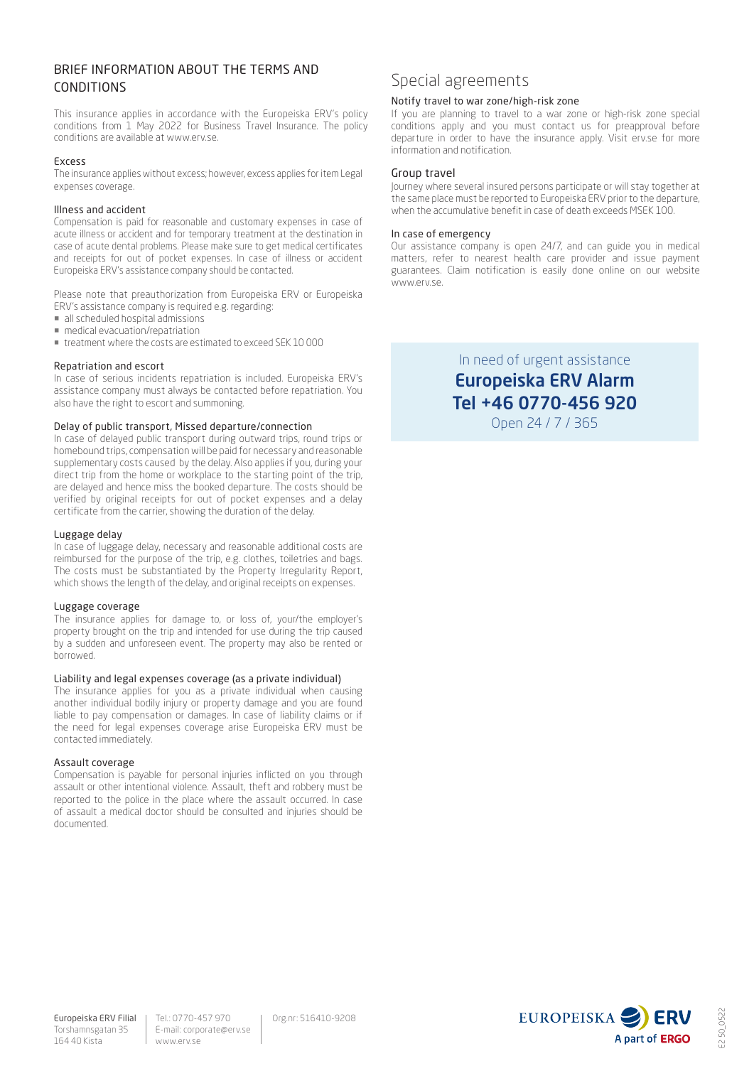## BRIEF INFORMATION ABOUT THE TERMS AND CONDITIONS

This insurance applies in accordance with the Europeiska ERV's policy conditions from 1 May 2022 for Business Travel Insurance. The policy conditions are available at www.erv.se.

### Excess

The insurance applies without excess; however, excess applies for item Legal expenses coverage.

### Illness and accident

Compensation is paid for reasonable and customary expenses in case of acute illness or accident and for temporary treatment at the destination in case of acute dental problems. Please make sure to get medical certificates and receipts for out of pocket expenses. In case of illness or accident Europeiska ERV's assistance company should be contacted.

Please note that preauthorization from Europeiska ERV or Europeiska ERV's assistance company is required e.g. regarding:

- all scheduled hospital admissions
- medical evacuation/repatriation
- treatment where the costs are estimated to exceed SEK 10 000

### Repatriation and escort

In case of serious incidents repatriation is included. Europeiska ERV's assistance company must always be contacted before repatriation. You also have the right to escort and summoning.

### Delay of public transport, Missed departure/connection

In case of delayed public transport during outward trips, round trips or homebound trips, compensation will be paid for necessary and reasonable supplementary costs caused by the delay. Also applies if you, during your direct trip from the home or workplace to the starting point of the trip, are delayed and hence miss the booked departure. The costs should be verified by original receipts for out of pocket expenses and a delay certificate from the carrier, showing the duration of the delay.

### Luggage delay

In case of luggage delay, necessary and reasonable additional costs are reimbursed for the purpose of the trip, e.g. clothes, toiletries and bags. The costs must be substantiated by the Property Irregularity Report, which shows the length of the delay, and original receipts on expenses.

### Luggage coverage

The insurance applies for damage to, or loss of, your/the employer's property brought on the trip and intended for use during the trip caused by a sudden and unforeseen event. The property may also be rented or borrowed.

### Liability and legal expenses coverage (as a private individual)

The insurance applies for you as a private individual when causing another individual bodily injury or property damage and you are found liable to pay compensation or damages. In case of liability claims or if the need for legal expenses coverage arise Europeiska ERV must be contacted immediately.

### Assault coverage

Compensation is payable for personal injuries inflicted on you through assault or other intentional violence. Assault, theft and robbery must be reported to the police in the place where the assault occurred. In case of assault a medical doctor should be consulted and injuries should be documented.

## Special agreements

### Notify travel to war zone/high-risk zone

If you are planning to travel to a war zone or high-risk zone special conditions apply and you must contact us for preapproval before departure in order to have the insurance apply. Visit erv.se for more information and notification.

### Group travel

Journey where several insured persons participate or will stay together at the same place must be reported to Europeiska ERV prior to the departure, when the accumulative benefit in case of death exceeds MSEK 100.

### In case of emergency

Our assistance company is open 24/7, and can guide you in medical matters, refer to nearest health care provider and issue payment guarantees. Claim notification is easily done online on our website www.erv.se.

In need of urgent assistance

**Europeiska ERV Alarm**

**Tel +46 0770-456 920**

Open 24 / 7 / 365

Europeiska ERV Filial
Torshamnsgatan 35
164 40 Kista

Tel.: 0770-457 970
E-mail: corporate@erv.se
www.erv.se

Org.nr: 516410-9208

EUROPEISKA ERV
A part of ERGO

E2 50_0522